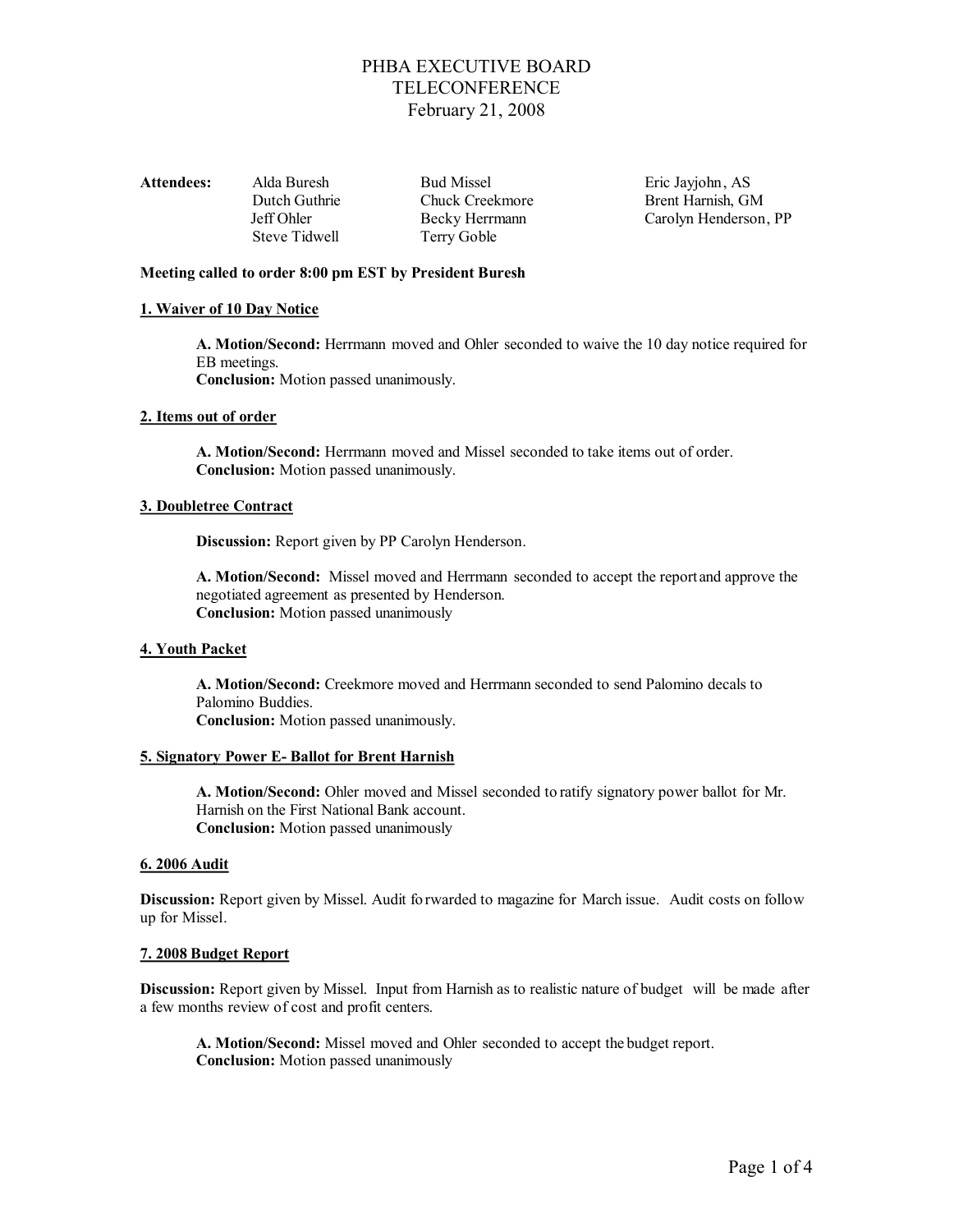# PHBA EXECUTIVE BOARD
## TELECONFERENCE
### February 21, 2008

| **Attendees:** | | | |
|---|---|---|---|
| | Alda Buresh | Bud Missel | Eric Jayjohn, AS |
| | Dutch Guthrie | Chuck Creekmore | Brent Harnish, GM |
| | Jeff Ohler | Becky Herrmann | Carolyn Henderson, PP |
| | Steve Tidwell | Terry Goble | |

**Meeting called to order 8:00 pm EST by President Buresh**

**1. Waiver of 10 Day Notice**

**A. Motion/Second:** Herrmann moved and Ohler seconded to waive the 10 day notice required for EB meetings.
**Conclusion:** Motion passed unanimously.

**2. Items out of order**

**A. Motion/Second:** Herrmann moved and Missel seconded to take items out of order.
**Conclusion:** Motion passed unanimously.

**3. Doubletree Contract**

**Discussion:** Report given by PP Carolyn Henderson.

**A. Motion/Second:** Missel moved and Herrmann seconded to accept the report and approve the negotiated agreement as presented by Henderson.
**Conclusion:** Motion passed unanimously

**4. Youth Packet**

**A. Motion/Second:** Creekmore moved and Herrmann seconded to send Palomino decals to Palomino Buddies.
**Conclusion:** Motion passed unanimously.

**5. Signatory Power E- Ballot for Brent Harnish**

**A. Motion/Second:** Ohler moved and Missel seconded to ratify signatory power ballot for Mr. Harnish on the First National Bank account.
**Conclusion:** Motion passed unanimously

**6. 2006 Audit**

**Discussion:** Report given by Missel. Audit forwarded to magazine for March issue. Audit costs on follow up for Missel.

**7. 2008 Budget Report**

**Discussion:** Report given by Missel. Input from Harnish as to realistic nature of budget will be made after a few months review of cost and profit centers.

**A. Motion/Second:** Missel moved and Ohler seconded to accept the budget report.
**Conclusion:** Motion passed unanimously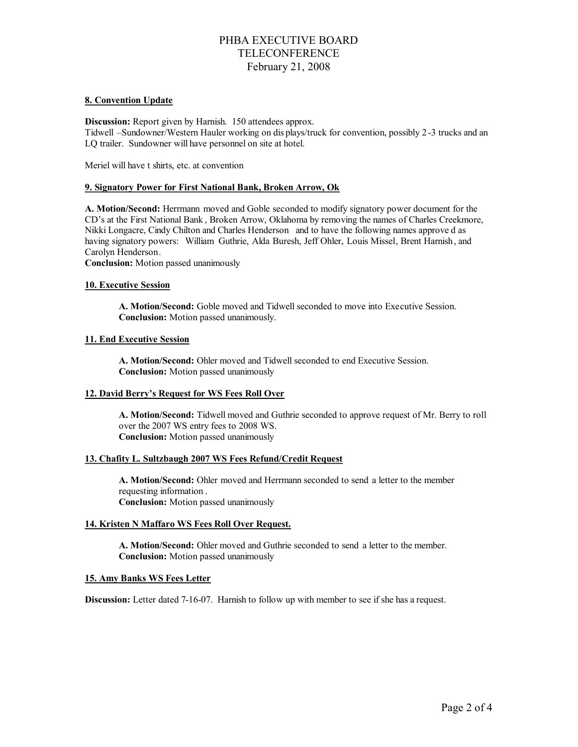# PHBA EXECUTIVE BOARD
# TELECONFERENCE
# February 21, 2008

**8. Convention Update**

**Discussion:** Report given by Harnish. 150 attendees approx.
Tidwell –Sundowner/Western Hauler working on displays/truck for convention, possibly 2-3 trucks and an LQ trailer. Sundowner will have personnel on site at hotel.

Meriel will have t shirts, etc. at convention

**9. Signatory Power for First National Bank, Broken Arrow, Ok**

**A. Motion/Second:** Herrmann moved and Goble seconded to modify signatory power document for the CD's at the First National Bank, Broken Arrow, Oklahoma by removing the names of Charles Creekmore, Nikki Longacre, Cindy Chilton and Charles Henderson and to have the following names approved as having signatory powers: William Guthrie, Alda Buresh, Jeff Ohler, Louis Missel, Brent Harnish, and Carolyn Henderson.
**Conclusion:** Motion passed unanimously

**10. Executive Session**

**A. Motion/Second:** Goble moved and Tidwell seconded to move into Executive Session.
**Conclusion:** Motion passed unanimously.

**11. End Executive Session**

**A. Motion/Second:** Ohler moved and Tidwell seconded to end Executive Session.
**Conclusion:** Motion passed unanimously

**12. David Berry's Request for WS Fees Roll Over**

**A. Motion/Second:** Tidwell moved and Guthrie seconded to approve request of Mr. Berry to roll over the 2007 WS entry fees to 2008 WS.
**Conclusion:** Motion passed unanimously

**13. Chafity L. Sultzbaugh 2007 WS Fees Refund/Credit Request**

**A. Motion/Second:** Ohler moved and Herrmann seconded to send a letter to the member requesting information.
**Conclusion:** Motion passed unanimously

**14. Kristen N Maffaro WS Fees Roll Over Request.**

**A. Motion/Second:** Ohler moved and Guthrie seconded to send a letter to the member.
**Conclusion:** Motion passed unanimously

**15. Amy Banks WS Fees Letter**

**Discussion:** Letter dated 7-16-07. Harnish to follow up with member to see if she has a request.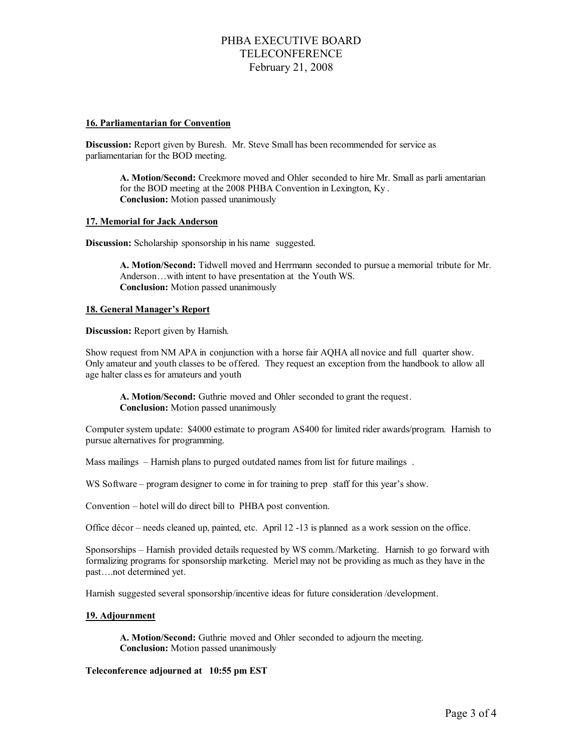# PHBA EXECUTIVE BOARD TELECONFERENCE February 21, 2008

**16. Parliamentarian for Convention**

**Discussion:** Report given by Buresh. Mr. Steve Small has been recommended for service as parliamentarian for the BOD meeting.

> **A. Motion/Second:** Creekmore moved and Ohler seconded to hire Mr. Small as parliamentarian for the BOD meeting at the 2008 PHBA Convention in Lexington, Ky.
> **Conclusion:** Motion passed unanimously

**17. Memorial for Jack Anderson**

**Discussion:** Scholarship sponsorship in his name suggested.

> **A. Motion/Second:** Tidwell moved and Herrmann seconded to pursue a memorial tribute for Mr. Anderson…with intent to have presentation at the Youth WS.
> **Conclusion:** Motion passed unanimously

**18. General Manager's Report**

**Discussion:** Report given by Harnish.

Show request from NM APA in conjunction with a horse fair AQHA all novice and full quarter show. Only amateur and youth classes to be offered. They request an exception from the handbook to allow all age halter classes for amateurs and youth

> **A. Motion/Second:** Guthrie moved and Ohler seconded to grant the request.
> **Conclusion:** Motion passed unanimously

Computer system update: $4000 estimate to program AS400 for limited rider awards/program. Harnish to pursue alternatives for programming.

Mass mailings – Harnish plans to purged outdated names from list for future mailings .

WS Software – program designer to come in for training to prep staff for this year's show.

Convention – hotel will do direct bill to PHBA post convention.

Office décor – needs cleaned up, painted, etc. April 12 -13 is planned as a work session on the office.

Sponsorships – Harnish provided details requested by WS comm./Marketing. Harnish to go forward with formalizing programs for sponsorship marketing. Meriel may not be providing as much as they have in the past….not determined yet.

Harnish suggested several sponsorship/incentive ideas for future consideration /development.

**19. Adjournment**

> **A. Motion/Second:** Guthrie moved and Ohler seconded to adjourn the meeting.
> **Conclusion:** Motion passed unanimously

**Teleconference adjourned at 10:55 pm EST**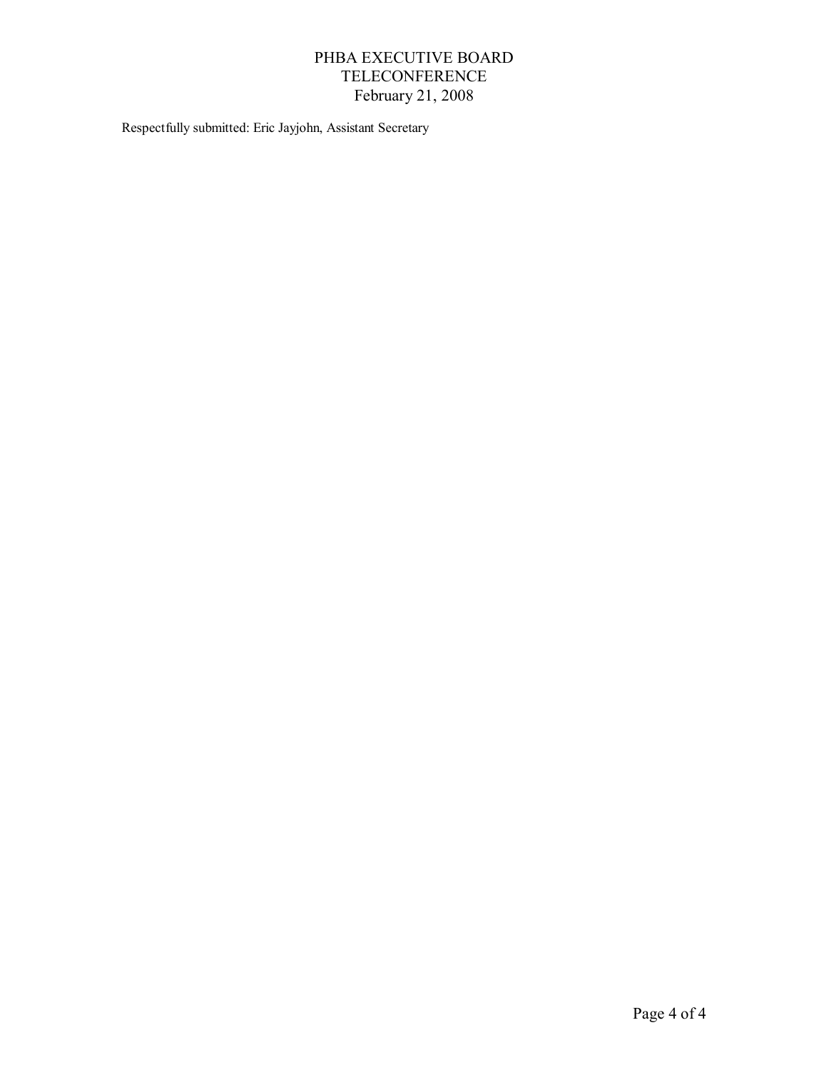Respectfully submitted: Eric Jayjohn, Assistant Secretary